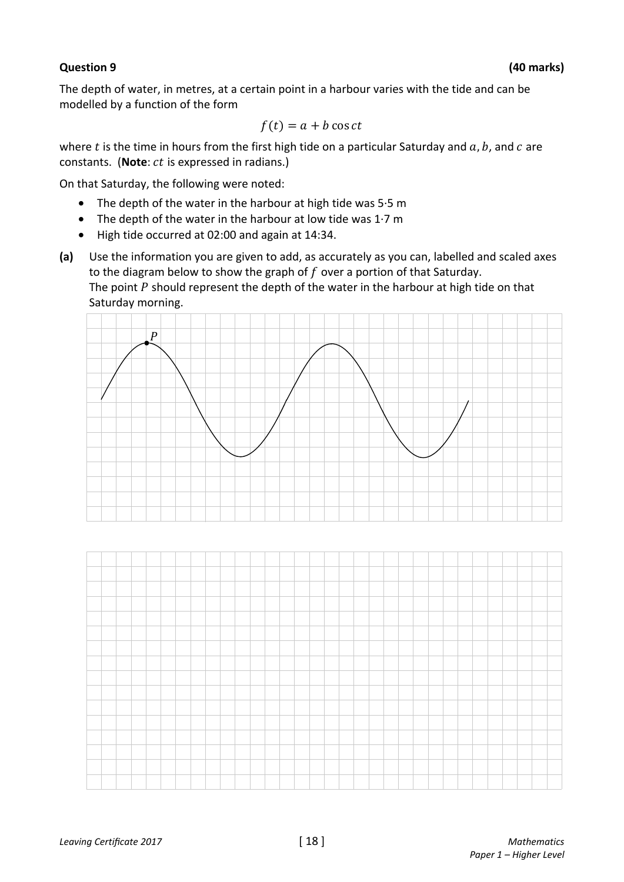**Question 9** **(40 marks)**

The depth of water, in metres, at a certain point in a harbour varies with the tide and can be modelled by a function of the form

$$f(t) = a + b\cos ct$$

where $t$ is the time in hours from the first high tide on a particular Saturday and $a$, $b$, and $c$ are constants. (**Note**: $ct$ is expressed in radians.)

On that Saturday, the following were noted:

- The depth of the water in the harbour at high tide was 5·5 m
- The depth of the water in the harbour at low tide was 1·7 m
- High tide occurred at 02:00 and again at 14:34.

**(a)** Use the information you are given to add, as accurately as you can, labelled and scaled axes to the diagram below to show the graph of $f$ over a portion of that Saturday. The point $P$ should represent the depth of the water in the harbour at high tide on that Saturday morning.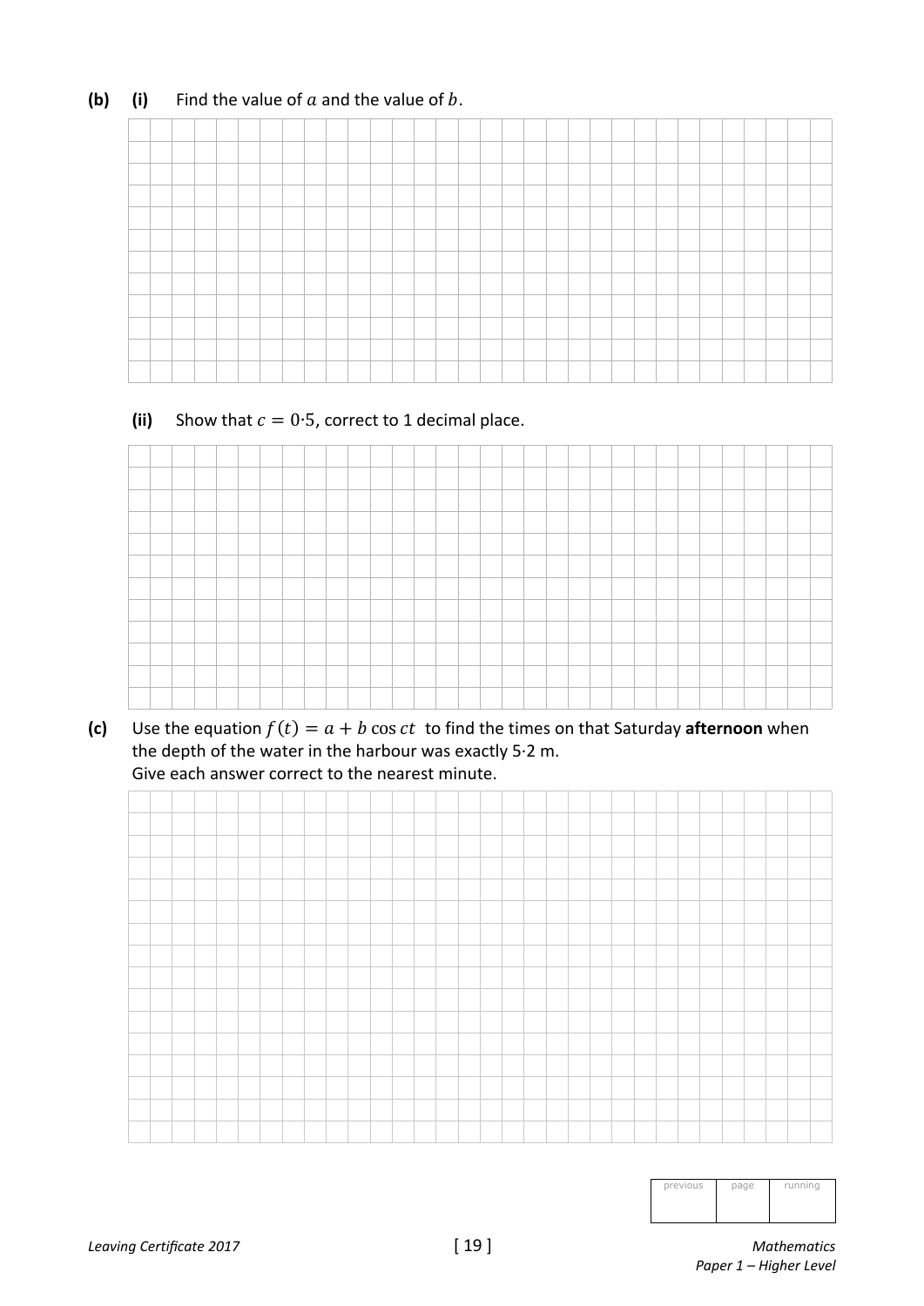**(b)** **(i)** Find the value of $a$ and the value of $b$.

**(ii)** Show that $c = 0{\cdot}5$, correct to 1 decimal place.

**(c)** Use the equation $f(t) = a + b\cos ct$ to find the times on that Saturday **afternoon** when the depth of the water in the harbour was exactly 5·2 m.
Give each answer correct to the nearest minute.

| previous | page | running |
|---|---|---|
| | | |